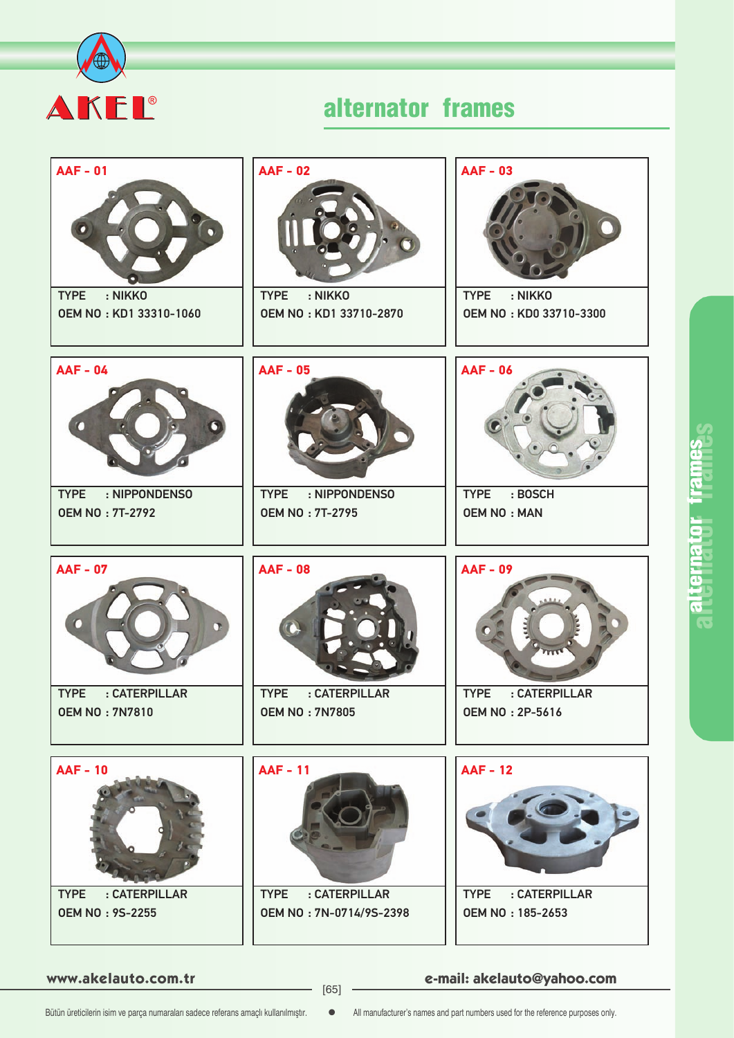# AKEL®

## alternator frames

### AAF - 01

TYPE : NIKKO
OEM NO : KD1 33310-1060

### AAF - 02

TYPE : NIKKO
OEM NO : KD1 33710-2870

### AAF - 03

TYPE : NIKKO
OEM NO : KD0 33710-3300

### AAF - 04

TYPE : NIPPONDENSO
OEM NO : 7T-2792

### AAF - 05

TYPE : NIPPONDENSO
OEM NO : 7T-2795

### AAF - 06

TYPE : BOSCH
OEM NO : MAN

### AAF - 07

TYPE : CATERPILLAR
OEM NO : 7N7810

### AAF - 08

TYPE : CATERPILLAR
OEM NO : 7N7805

### AAF - 09

TYPE : CATERPILLAR
OEM NO : 2P-5616

### AAF - 10

TYPE : CATERPILLAR
OEM NO : 9S-2255

### AAF - 11

TYPE : CATERPILLAR
OEM NO : 7N-0714/9S-2398

### AAF - 12

TYPE : CATERPILLAR
OEM NO : 185-2653

www.akelauto.com.tr

e-mail: akelauto@yahoo.com

Bütün üreticilerin isim ve parça numaraları sadece referans amaçlı kullanılmıştır.

All manufacturer's names and part numbers used for the reference purposes only.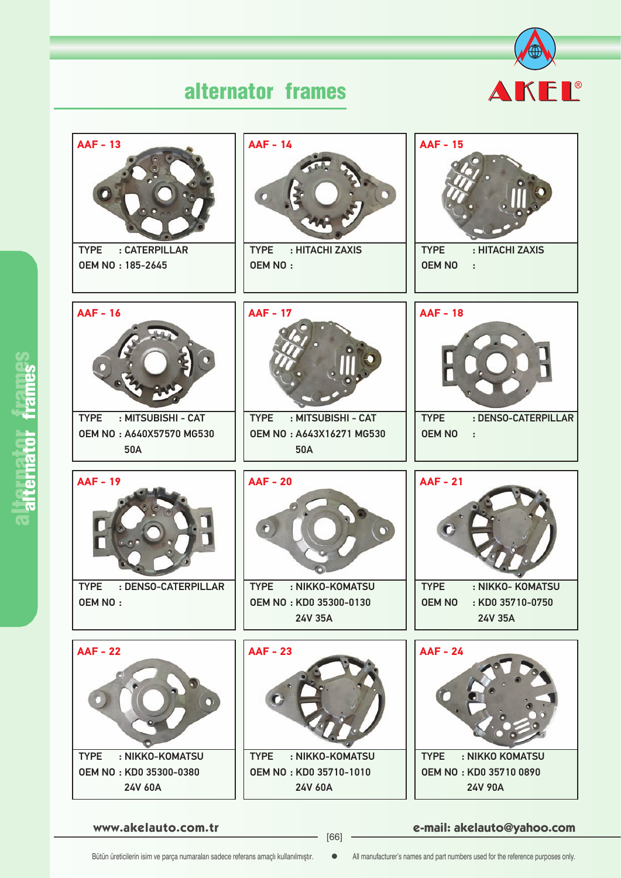## alternator frames

AKEL®

### AAF - 13

TYPE : CATERPILLAR
OEM NO : 185-2645

### AAF - 14

TYPE : HITACHI ZAXIS
OEM NO :

### AAF - 15

TYPE : HITACHI ZAXIS
OEM NO :

### AAF - 16

TYPE : MITSUBISHI - CAT
OEM NO : A640X57570 MG530
50A

### AAF - 17

TYPE : MITSUBISHI - CAT
OEM NO : A643X16271 MG530
50A

### AAF - 18

TYPE : DENSO-CATERPILLAR
OEM NO :

### AAF - 19

TYPE : DENSO-CATERPILLAR
OEM NO :

### AAF - 20

TYPE : NIKKO-KOMATSU
OEM NO : KD0 35300-0130
24V 35A

### AAF - 21

TYPE : NIKKO- KOMATSU
OEM NO : KD0 35710-0750
24V 35A

### AAF - 22

TYPE : NIKKO-KOMATSU
OEM NO : KD0 35300-0380
24V 60A

### AAF - 23

TYPE : NIKKO-KOMATSU
OEM NO : KD0 35710-1010
24V 60A

### AAF - 24

TYPE : NIKKO KOMATSU
OEM NO : KD0 35710 0890
24V 90A

www.akelauto.com.tr

e-mail: akelauto@yahoo.com

Bütün üreticilerin isim ve parça numaraları sadece referans amaçlı kullanılmıştır. • All manufacturer's names and part numbers used for the reference purposes only.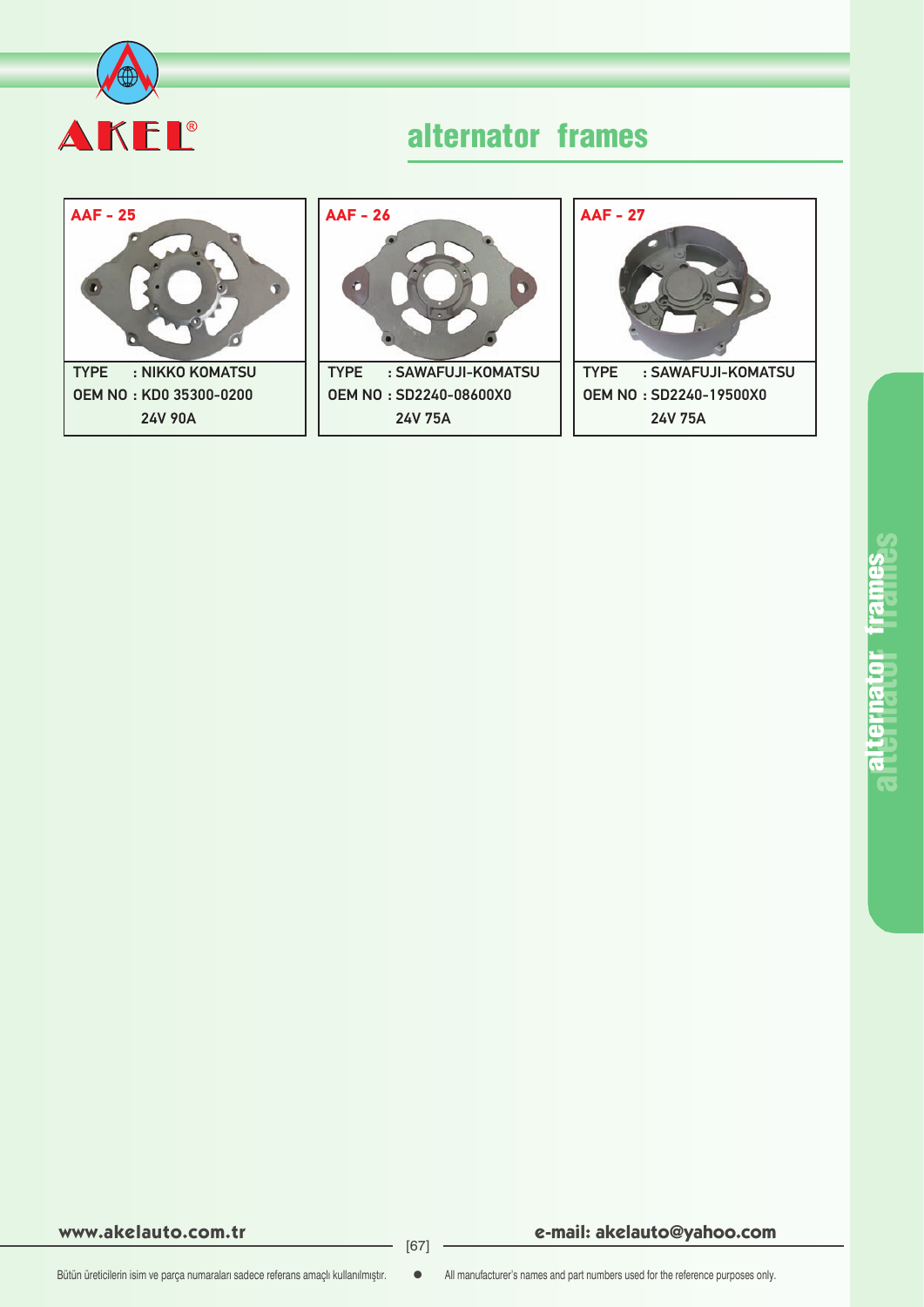# AKEL®

## alternator frames

**AAF - 25**

TYPE : NIKKO KOMATSU
OEM NO : KD0 35300-0200
24V 90A

**AAF - 26**

TYPE : SAWAFUJI-KOMATSU
OEM NO : SD2240-08600X0
24V 75A

**AAF - 27**

TYPE : SAWAFUJI-KOMATSU
OEM NO : SD2240-19500X0
24V 75A

www.akelauto.com.tr

e-mail: akelauto@yahoo.com

Bütün üreticilerin isim ve parça numaraları sadece referans amaçlı kullanılmıştır. • All manufacturer's names and part numbers used for the reference purposes only.